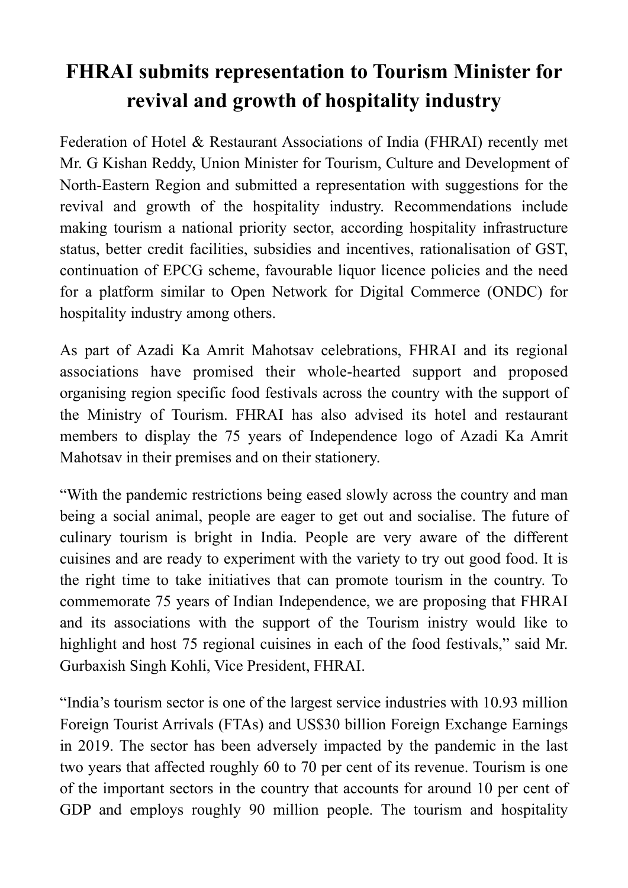# FHRAI submits representation to Tourism Minister for revival and growth of hospitality industry

Federation of Hotel & Restaurant Associations of India (FHRAI) recently met Mr. G Kishan Reddy, Union Minister for Tourism, Culture and Development of North-Eastern Region and submitted a representation with suggestions for the revival and growth of the hospitality industry. Recommendations include making tourism a national priority sector, according hospitality infrastructure status, better credit facilities, subsidies and incentives, rationalisation of GST, continuation of EPCG scheme, favourable liquor licence policies and the need for a platform similar to Open Network for Digital Commerce (ONDC) for hospitality industry among others.

As part of Azadi Ka Amrit Mahotsav celebrations, FHRAI and its regional associations have promised their whole-hearted support and proposed organising region specific food festivals across the country with the support of the Ministry of Tourism. FHRAI has also advised its hotel and restaurant members to display the 75 years of Independence logo of Azadi Ka Amrit Mahotsav in their premises and on their stationery.

"With the pandemic restrictions being eased slowly across the country and man being a social animal, people are eager to get out and socialise. The future of culinary tourism is bright in India. People are very aware of the different cuisines and are ready to experiment with the variety to try out good food. It is the right time to take initiatives that can promote tourism in the country. To commemorate 75 years of Indian Independence, we are proposing that FHRAI and its associations with the support of the Tourism inistry would like to highlight and host 75 regional cuisines in each of the food festivals," said Mr. Gurbaxish Singh Kohli, Vice President, FHRAI.

"India's tourism sector is one of the largest service industries with 10.93 million Foreign Tourist Arrivals (FTAs) and US$30 billion Foreign Exchange Earnings in 2019. The sector has been adversely impacted by the pandemic in the last two years that affected roughly 60 to 70 per cent of its revenue. Tourism is one of the important sectors in the country that accounts for around 10 per cent of GDP and employs roughly 90 million people. The tourism and hospitality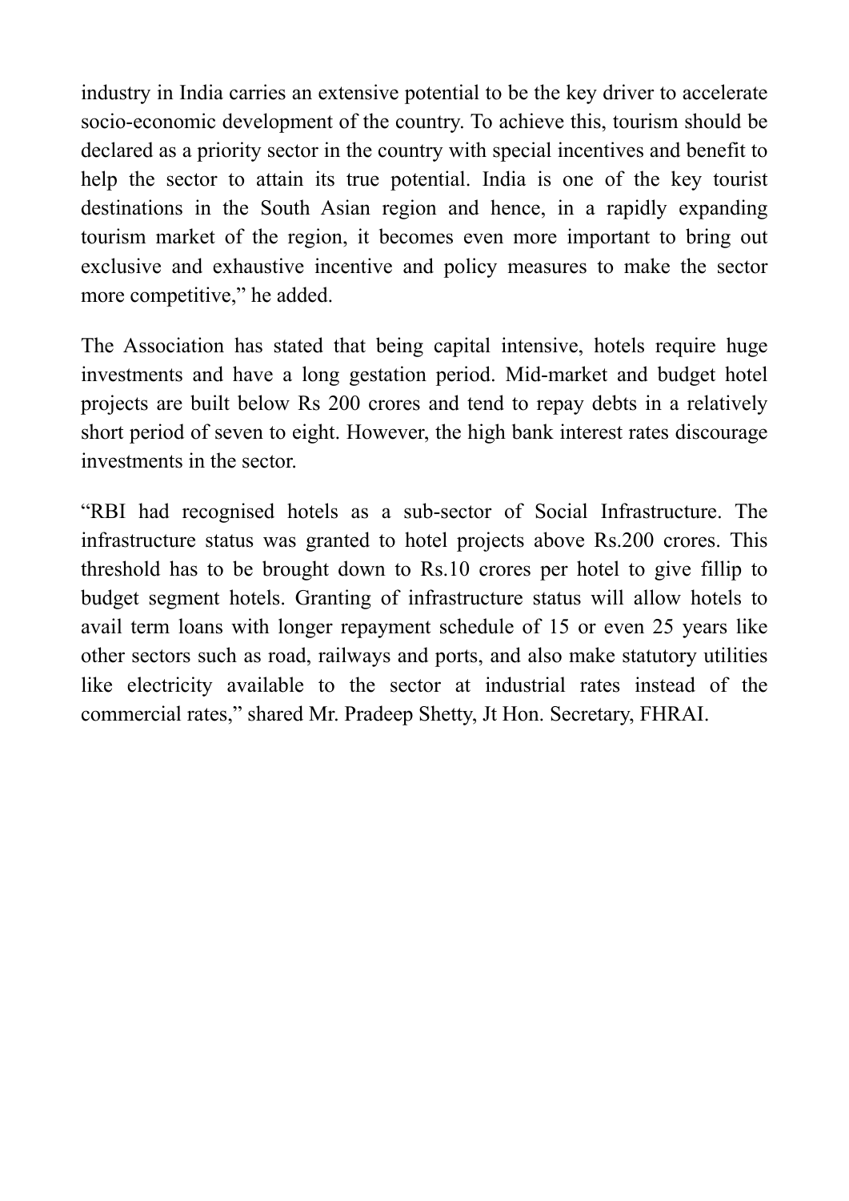industry in India carries an extensive potential to be the key driver to accelerate socio-economic development of the country. To achieve this, tourism should be declared as a priority sector in the country with special incentives and benefit to help the sector to attain its true potential. India is one of the key tourist destinations in the South Asian region and hence, in a rapidly expanding tourism market of the region, it becomes even more important to bring out exclusive and exhaustive incentive and policy measures to make the sector more competitive," he added.

The Association has stated that being capital intensive, hotels require huge investments and have a long gestation period. Mid-market and budget hotel projects are built below Rs 200 crores and tend to repay debts in a relatively short period of seven to eight. However, the high bank interest rates discourage investments in the sector.

"RBI had recognised hotels as a sub-sector of Social Infrastructure. The infrastructure status was granted to hotel projects above Rs.200 crores. This threshold has to be brought down to Rs.10 crores per hotel to give fillip to budget segment hotels. Granting of infrastructure status will allow hotels to avail term loans with longer repayment schedule of 15 or even 25 years like other sectors such as road, railways and ports, and also make statutory utilities like electricity available to the sector at industrial rates instead of the commercial rates," shared Mr. Pradeep Shetty, Jt Hon. Secretary, FHRAI.